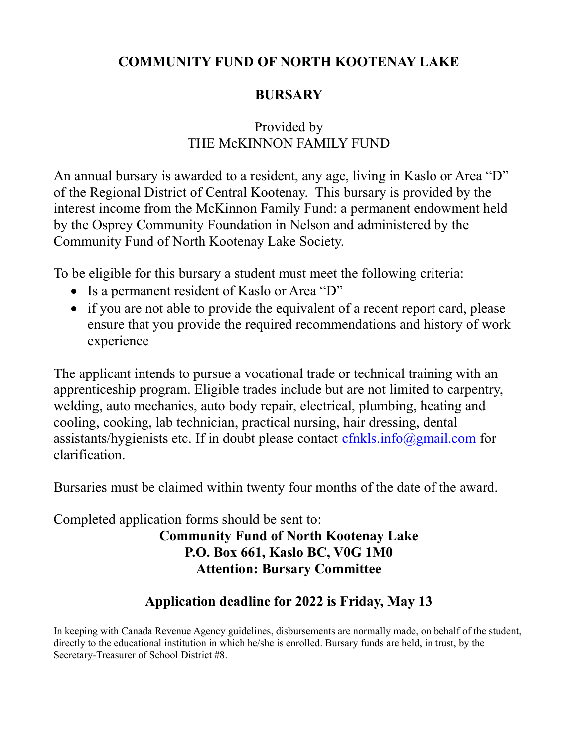# COMMUNITY FUND OF NORTH KOOTENAY LAKE

## BURSARY

Provided by
THE McKINNON FAMILY FUND

An annual bursary is awarded to a resident, any age, living in Kaslo or Area "D" of the Regional District of Central Kootenay. This bursary is provided by the interest income from the McKinnon Family Fund: a permanent endowment held by the Osprey Community Foundation in Nelson and administered by the Community Fund of North Kootenay Lake Society.

To be eligible for this bursary a student must meet the following criteria:

- Is a permanent resident of Kaslo or Area "D"
- if you are not able to provide the equivalent of a recent report card, please ensure that you provide the required recommendations and history of work experience

The applicant intends to pursue a vocational trade or technical training with an apprenticeship program. Eligible trades include but are not limited to carpentry, welding, auto mechanics, auto body repair, electrical, plumbing, heating and cooling, cooking, lab technician, practical nursing, hair dressing, dental assistants/hygienists etc. If in doubt please contact cfnkls.info@gmail.com for clarification.

Bursaries must be claimed within twenty four months of the date of the award.

Completed application forms should be sent to:

**Community Fund of North Kootenay Lake**
**P.O. Box 661, Kaslo BC, V0G 1M0**
**Attention: Bursary Committee**

**Application deadline for 2022 is Friday, May 13**

In keeping with Canada Revenue Agency guidelines, disbursements are normally made, on behalf of the student, directly to the educational institution in which he/she is enrolled. Bursary funds are held, in trust, by the Secretary-Treasurer of School District #8.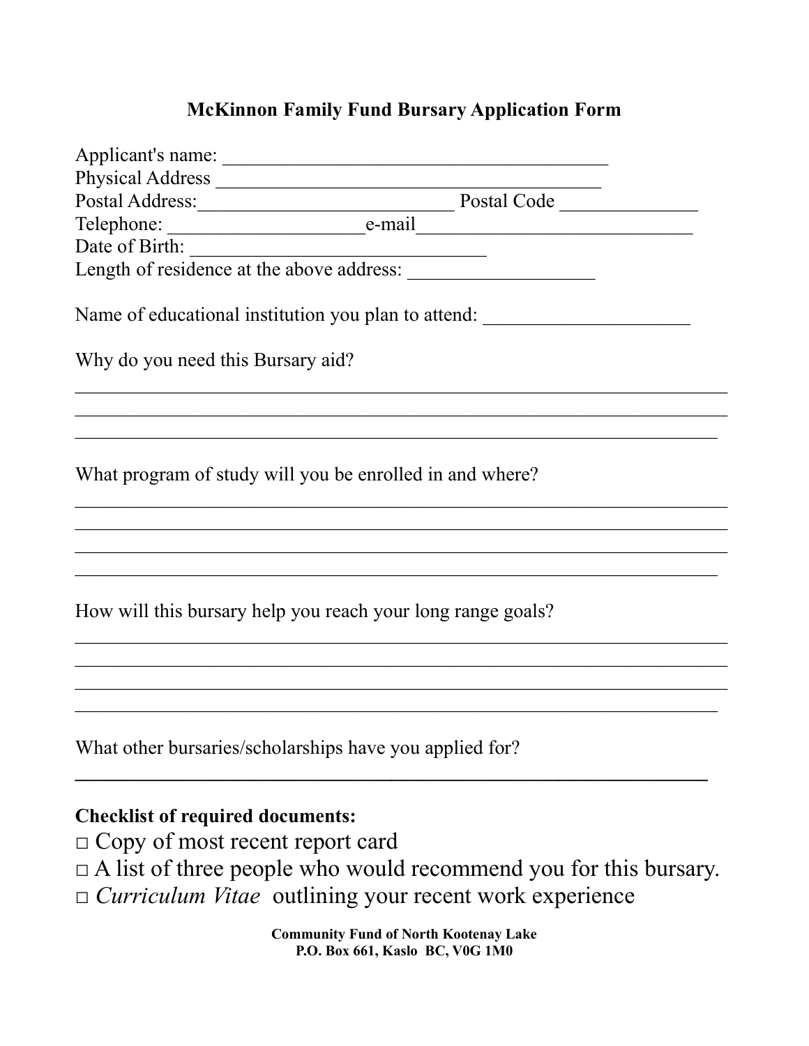**McKinnon Family Fund Bursary Application Form**

Applicant's name: ________________________________________

Physical Address ________________________________________

Postal Address:__________________________ Postal Code ______________

Telephone: ____________________e-mail____________________________

Date of Birth: ______________________________

Length of residence at the above address: ___________________

Name of educational institution you plan to attend: _____________________

Why do you need this Bursary aid?

____________________________________________________________________

____________________________________________________________________

____________________________________________________________________

What program of study will you be enrolled in and where?

____________________________________________________________________

____________________________________________________________________

____________________________________________________________________

____________________________________________________________________

How will this bursary help you reach your long range goals?

____________________________________________________________________

____________________________________________________________________

____________________________________________________________________

____________________________________________________________________

What other bursaries/scholarships have you applied for?

____________________________________________________________________

**Checklist of required documents:**

□ Copy of most recent report card

□ A list of three people who would recommend you for this bursary.

□ *Curriculum Vitae* outlining your recent work experience

**Community Fund of North Kootenay Lake**
**P.O. Box 661, Kaslo BC, V0G 1M0**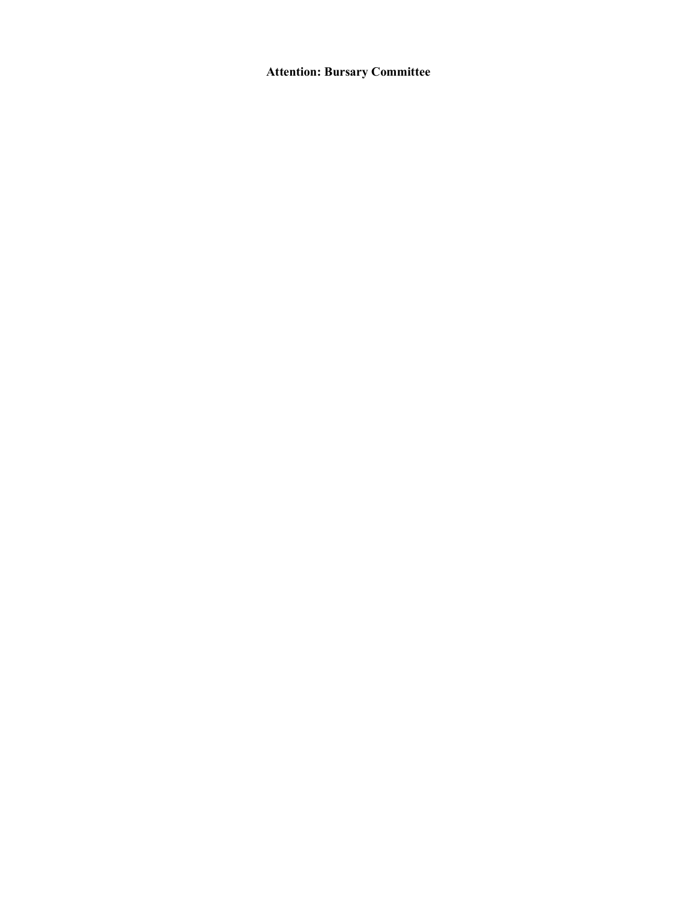**Attention: Bursary Committee**